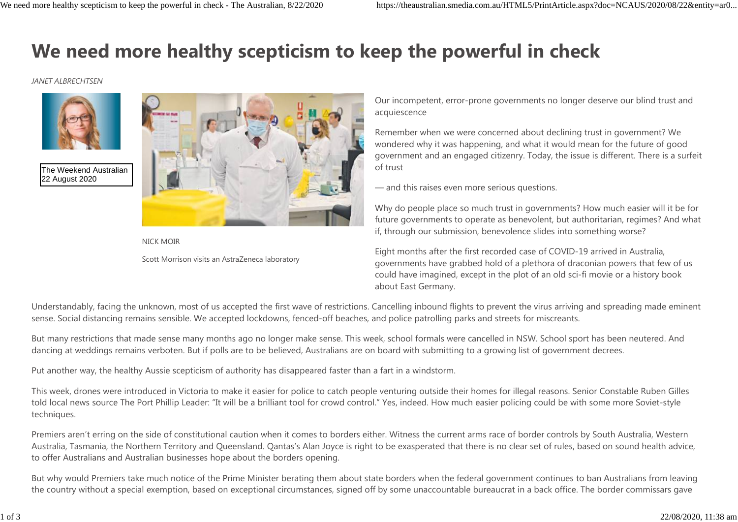# We need more healthy scepticism to keep the powerful in check

*JANET ALBRECHTSEN*

The Weekend Australian
22 August 2020

NICK MOIR

Scott Morrison visits an AstraZeneca laboratory

Our incompetent, error-prone governments no longer deserve our blind trust and acquiescence

Remember when we were concerned about declining trust in government? We wondered why it was happening, and what it would mean for the future of good government and an engaged citizenry. Today, the issue is different. There is a surfeit of trust

— and this raises even more serious questions.

Why do people place so much trust in governments? How much easier will it be for future governments to operate as benevolent, but authoritarian, regimes? And what if, through our submission, benevolence slides into something worse?

Eight months after the first recorded case of COVID-19 arrived in Australia, governments have grabbed hold of a plethora of draconian powers that few of us could have imagined, except in the plot of an old sci-fi movie or a history book about East Germany.

Understandably, facing the unknown, most of us accepted the first wave of restrictions. Cancelling inbound flights to prevent the virus arriving and spreading made eminent sense. Social distancing remains sensible. We accepted lockdowns, fenced-off beaches, and police patrolling parks and streets for miscreants.

But many restrictions that made sense many months ago no longer make sense. This week, school formals were cancelled in NSW. School sport has been neutered. And dancing at weddings remains verboten. But if polls are to be believed, Australians are on board with submitting to a growing list of government decrees.

Put another way, the healthy Aussie scepticism of authority has disappeared faster than a fart in a windstorm.

This week, drones were introduced in Victoria to make it easier for police to catch people venturing outside their homes for illegal reasons. Senior Constable Ruben Gilles told local news source The Port Phillip Leader: "It will be a brilliant tool for crowd control." Yes, indeed. How much easier policing could be with some more Soviet-style techniques.

Premiers aren't erring on the side of constitutional caution when it comes to borders either. Witness the current arms race of border controls by South Australia, Western Australia, Tasmania, the Northern Territory and Queensland. Qantas's Alan Joyce is right to be exasperated that there is no clear set of rules, based on sound health advice, to offer Australians and Australian businesses hope about the borders opening.

But why would Premiers take much notice of the Prime Minister berating them about state borders when the federal government continues to ban Australians from leaving the country without a special exemption, based on exceptional circumstances, signed off by some unaccountable bureaucrat in a back office. The border commissars gave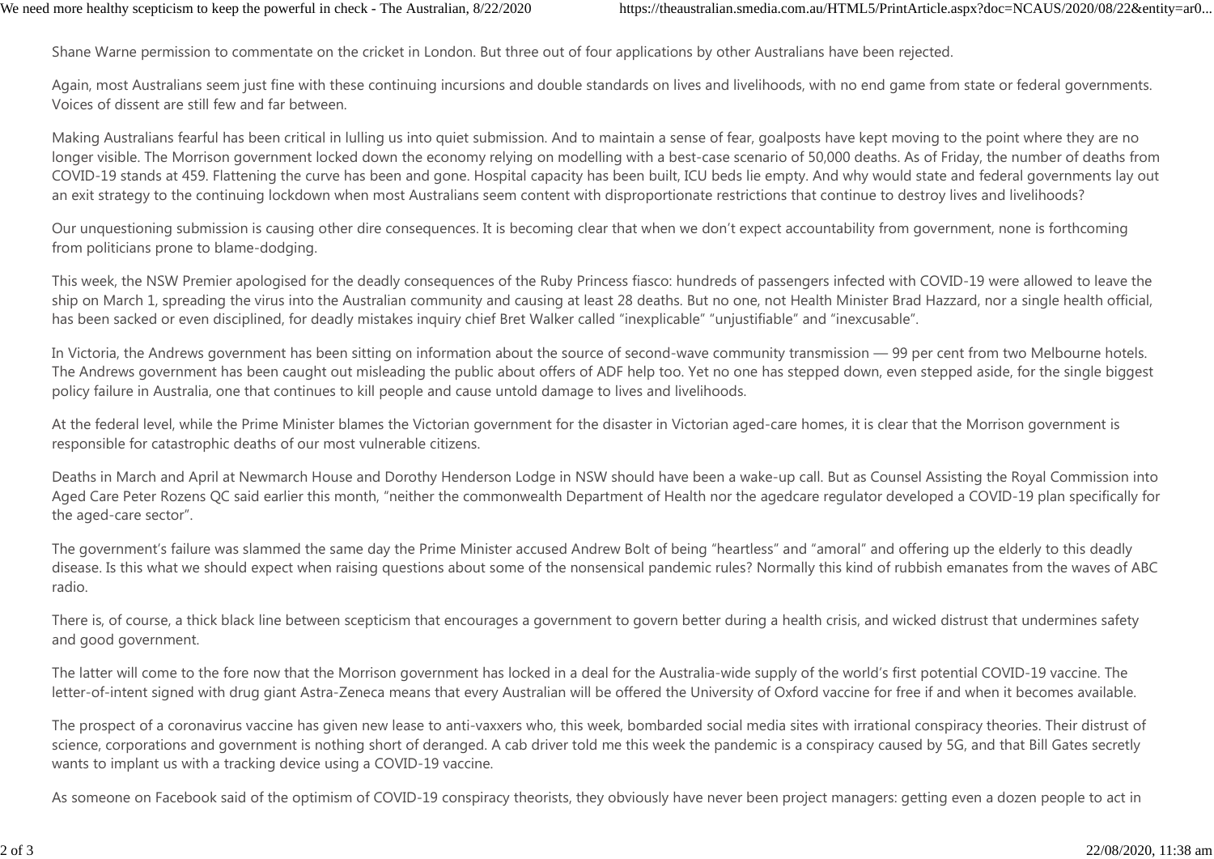Shane Warne permission to commentate on the cricket in London. But three out of four applications by other Australians have been rejected.

Again, most Australians seem just fine with these continuing incursions and double standards on lives and livelihoods, with no end game from state or federal governments. Voices of dissent are still few and far between.

Making Australians fearful has been critical in lulling us into quiet submission. And to maintain a sense of fear, goalposts have kept moving to the point where they are no longer visible. The Morrison government locked down the economy relying on modelling with a best-case scenario of 50,000 deaths. As of Friday, the number of deaths from COVID-19 stands at 459. Flattening the curve has been and gone. Hospital capacity has been built, ICU beds lie empty. And why would state and federal governments lay out an exit strategy to the continuing lockdown when most Australians seem content with disproportionate restrictions that continue to destroy lives and livelihoods?

Our unquestioning submission is causing other dire consequences. It is becoming clear that when we don't expect accountability from government, none is forthcoming from politicians prone to blame-dodging.

This week, the NSW Premier apologised for the deadly consequences of the Ruby Princess fiasco: hundreds of passengers infected with COVID-19 were allowed to leave the ship on March 1, spreading the virus into the Australian community and causing at least 28 deaths. But no one, not Health Minister Brad Hazzard, nor a single health official, has been sacked or even disciplined, for deadly mistakes inquiry chief Bret Walker called "inexplicable" "unjustifiable" and "inexcusable".

In Victoria, the Andrews government has been sitting on information about the source of second-wave community transmission — 99 per cent from two Melbourne hotels. The Andrews government has been caught out misleading the public about offers of ADF help too. Yet no one has stepped down, even stepped aside, for the single biggest policy failure in Australia, one that continues to kill people and cause untold damage to lives and livelihoods.

At the federal level, while the Prime Minister blames the Victorian government for the disaster in Victorian aged-care homes, it is clear that the Morrison government is responsible for catastrophic deaths of our most vulnerable citizens.

Deaths in March and April at Newmarch House and Dorothy Henderson Lodge in NSW should have been a wake-up call. But as Counsel Assisting the Royal Commission into Aged Care Peter Rozens QC said earlier this month, "neither the commonwealth Department of Health nor the agedcare regulator developed a COVID-19 plan specifically for the aged-care sector".

The government's failure was slammed the same day the Prime Minister accused Andrew Bolt of being "heartless" and "amoral" and offering up the elderly to this deadly disease. Is this what we should expect when raising questions about some of the nonsensical pandemic rules? Normally this kind of rubbish emanates from the waves of ABC radio.

There is, of course, a thick black line between scepticism that encourages a government to govern better during a health crisis, and wicked distrust that undermines safety and good government.

The latter will come to the fore now that the Morrison government has locked in a deal for the Australia-wide supply of the world's first potential COVID-19 vaccine. The letter-of-intent signed with drug giant Astra-Zeneca means that every Australian will be offered the University of Oxford vaccine for free if and when it becomes available.

The prospect of a coronavirus vaccine has given new lease to anti-vaxxers who, this week, bombarded social media sites with irrational conspiracy theories. Their distrust of science, corporations and government is nothing short of deranged. A cab driver told me this week the pandemic is a conspiracy caused by 5G, and that Bill Gates secretly wants to implant us with a tracking device using a COVID-19 vaccine.

As someone on Facebook said of the optimism of COVID-19 conspiracy theorists, they obviously have never been project managers: getting even a dozen people to act in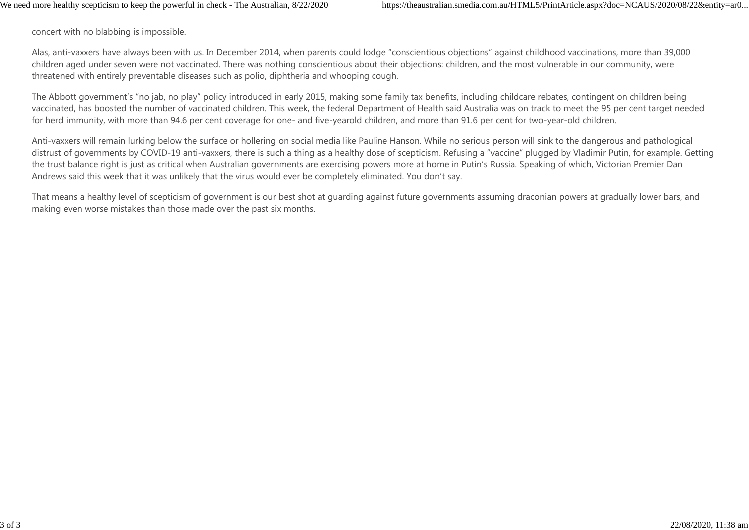concert with no blabbing is impossible.

Alas, anti-vaxxers have always been with us. In December 2014, when parents could lodge "conscientious objections" against childhood vaccinations, more than 39,000 children aged under seven were not vaccinated. There was nothing conscientious about their objections: children, and the most vulnerable in our community, were threatened with entirely preventable diseases such as polio, diphtheria and whooping cough.

The Abbott government's "no jab, no play" policy introduced in early 2015, making some family tax benefits, including childcare rebates, contingent on children being vaccinated, has boosted the number of vaccinated children. This week, the federal Department of Health said Australia was on track to meet the 95 per cent target needed for herd immunity, with more than 94.6 per cent coverage for one- and five-yearold children, and more than 91.6 per cent for two-year-old children.

Anti-vaxxers will remain lurking below the surface or hollering on social media like Pauline Hanson. While no serious person will sink to the dangerous and pathological distrust of governments by COVID-19 anti-vaxxers, there is such a thing as a healthy dose of scepticism. Refusing a "vaccine" plugged by Vladimir Putin, for example. Getting the trust balance right is just as critical when Australian governments are exercising powers more at home in Putin's Russia. Speaking of which, Victorian Premier Dan Andrews said this week that it was unlikely that the virus would ever be completely eliminated. You don't say.

That means a healthy level of scepticism of government is our best shot at guarding against future governments assuming draconian powers at gradually lower bars, and making even worse mistakes than those made over the past six months.